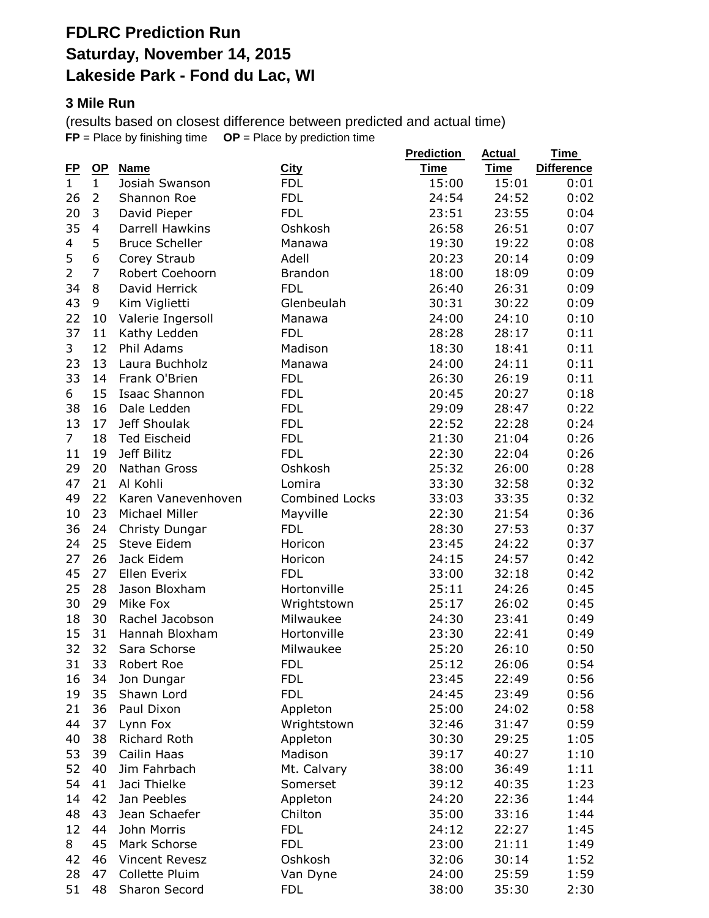# FDLRC Prediction Run
# Saturday, November 14, 2015
# Lakeside Park - Fond du Lac, WI

### 3 Mile Run

(results based on closest difference between predicted and actual time)
**FP** = Place by finishing time **OP** = Place by prediction time

| FP | OP | Name | City | Prediction Time | Actual Time | Time Difference |
|---|---|---|---|---|---|---|
| 1 | 1 | Josiah Swanson | FDL | 15:00 | 15:01 | 0:01 |
| 26 | 2 | Shannon Roe | FDL | 24:54 | 24:52 | 0:02 |
| 20 | 3 | David Pieper | FDL | 23:51 | 23:55 | 0:04 |
| 35 | 4 | Darrell Hawkins | Oshkosh | 26:58 | 26:51 | 0:07 |
| 4 | 5 | Bruce Scheller | Manawa | 19:30 | 19:22 | 0:08 |
| 5 | 6 | Corey Straub | Adell | 20:23 | 20:14 | 0:09 |
| 2 | 7 | Robert Coehoorn | Brandon | 18:00 | 18:09 | 0:09 |
| 34 | 8 | David Herrick | FDL | 26:40 | 26:31 | 0:09 |
| 43 | 9 | Kim Viglietti | Glenbeulah | 30:31 | 30:22 | 0:09 |
| 22 | 10 | Valerie Ingersoll | Manawa | 24:00 | 24:10 | 0:10 |
| 37 | 11 | Kathy Ledden | FDL | 28:28 | 28:17 | 0:11 |
| 3 | 12 | Phil Adams | Madison | 18:30 | 18:41 | 0:11 |
| 23 | 13 | Laura Buchholz | Manawa | 24:00 | 24:11 | 0:11 |
| 33 | 14 | Frank O'Brien | FDL | 26:30 | 26:19 | 0:11 |
| 6 | 15 | Isaac Shannon | FDL | 20:45 | 20:27 | 0:18 |
| 38 | 16 | Dale Ledden | FDL | 29:09 | 28:47 | 0:22 |
| 13 | 17 | Jeff Shoulak | FDL | 22:52 | 22:28 | 0:24 |
| 7 | 18 | Ted Eischeid | FDL | 21:30 | 21:04 | 0:26 |
| 11 | 19 | Jeff Bilitz | FDL | 22:30 | 22:04 | 0:26 |
| 29 | 20 | Nathan Gross | Oshkosh | 25:32 | 26:00 | 0:28 |
| 47 | 21 | Al Kohli | Lomira | 33:30 | 32:58 | 0:32 |
| 49 | 22 | Karen Vanevenhoven | Combined Locks | 33:03 | 33:35 | 0:32 |
| 10 | 23 | Michael Miller | Mayville | 22:30 | 21:54 | 0:36 |
| 36 | 24 | Christy Dungar | FDL | 28:30 | 27:53 | 0:37 |
| 24 | 25 | Steve Eidem | Horicon | 23:45 | 24:22 | 0:37 |
| 27 | 26 | Jack Eidem | Horicon | 24:15 | 24:57 | 0:42 |
| 45 | 27 | Ellen Everix | FDL | 33:00 | 32:18 | 0:42 |
| 25 | 28 | Jason Bloxham | Hortonville | 25:11 | 24:26 | 0:45 |
| 30 | 29 | Mike Fox | Wrightstown | 25:17 | 26:02 | 0:45 |
| 18 | 30 | Rachel Jacobson | Milwaukee | 24:30 | 23:41 | 0:49 |
| 15 | 31 | Hannah Bloxham | Hortonville | 23:30 | 22:41 | 0:49 |
| 32 | 32 | Sara Schorse | Milwaukee | 25:20 | 26:10 | 0:50 |
| 31 | 33 | Robert Roe | FDL | 25:12 | 26:06 | 0:54 |
| 16 | 34 | Jon Dungar | FDL | 23:45 | 22:49 | 0:56 |
| 19 | 35 | Shawn Lord | FDL | 24:45 | 23:49 | 0:56 |
| 21 | 36 | Paul Dixon | Appleton | 25:00 | 24:02 | 0:58 |
| 44 | 37 | Lynn Fox | Wrightstown | 32:46 | 31:47 | 0:59 |
| 40 | 38 | Richard Roth | Appleton | 30:30 | 29:25 | 1:05 |
| 53 | 39 | Cailin Haas | Madison | 39:17 | 40:27 | 1:10 |
| 52 | 40 | Jim Fahrbach | Mt. Calvary | 38:00 | 36:49 | 1:11 |
| 54 | 41 | Jaci Thielke | Somerset | 39:12 | 40:35 | 1:23 |
| 14 | 42 | Jan Peebles | Appleton | 24:20 | 22:36 | 1:44 |
| 48 | 43 | Jean Schaefer | Chilton | 35:00 | 33:16 | 1:44 |
| 12 | 44 | John Morris | FDL | 24:12 | 22:27 | 1:45 |
| 8 | 45 | Mark Schorse | FDL | 23:00 | 21:11 | 1:49 |
| 42 | 46 | Vincent Revesz | Oshkosh | 32:06 | 30:14 | 1:52 |
| 28 | 47 | Collette Pluim | Van Dyne | 24:00 | 25:59 | 1:59 |
| 51 | 48 | Sharon Secord | FDL | 38:00 | 35:30 | 2:30 |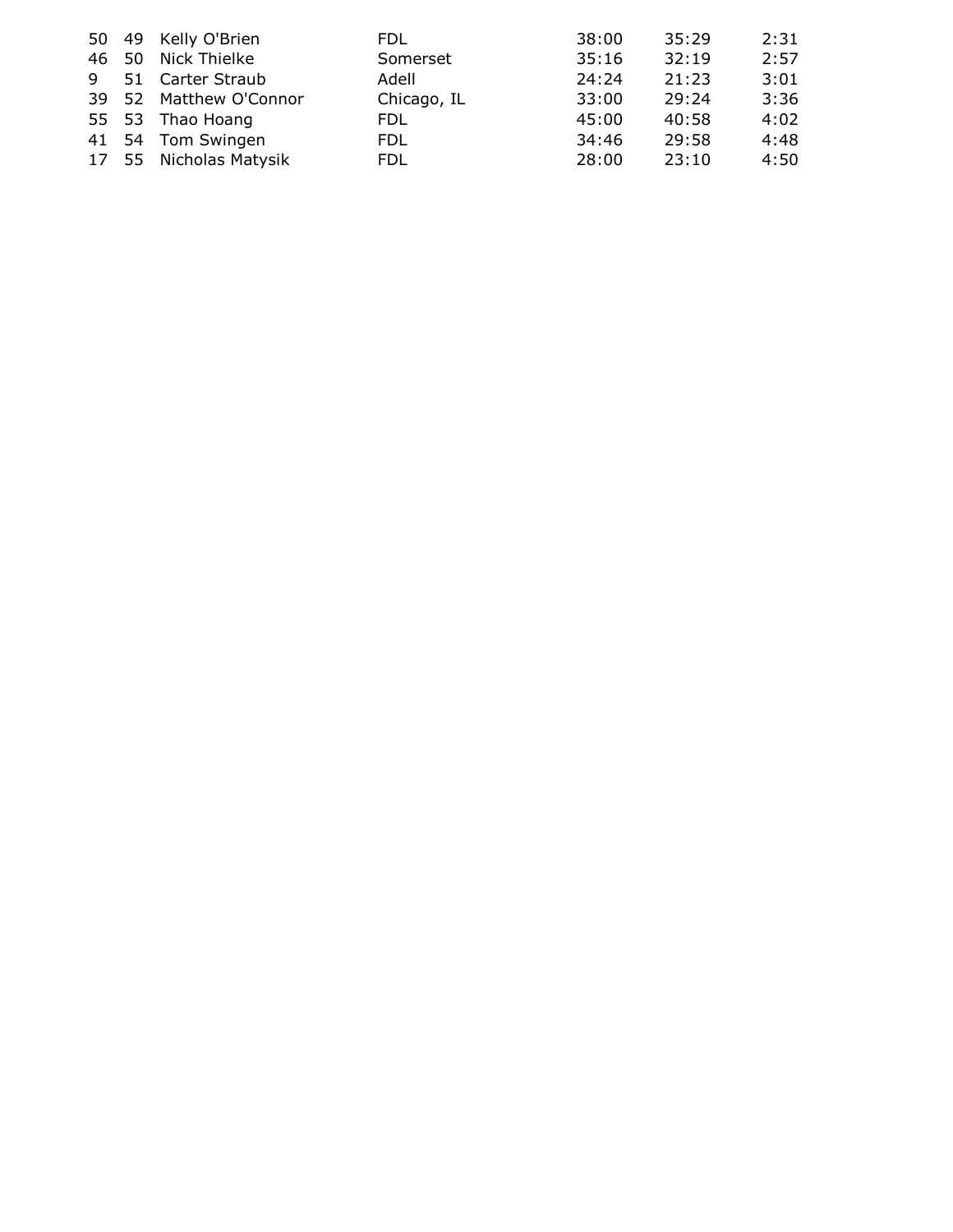| | | | | | | |
|---|---|---|---|---|---|---|
| 50 | 49 | Kelly O'Brien | FDL | 38:00 | 35:29 | 2:31 |
| 46 | 50 | Nick Thielke | Somerset | 35:16 | 32:19 | 2:57 |
| 9 | 51 | Carter Straub | Adell | 24:24 | 21:23 | 3:01 |
| 39 | 52 | Matthew O'Connor | Chicago, IL | 33:00 | 29:24 | 3:36 |
| 55 | 53 | Thao Hoang | FDL | 45:00 | 40:58 | 4:02 |
| 41 | 54 | Tom Swingen | FDL | 34:46 | 29:58 | 4:48 |
| 17 | 55 | Nicholas Matysik | FDL | 28:00 | 23:10 | 4:50 |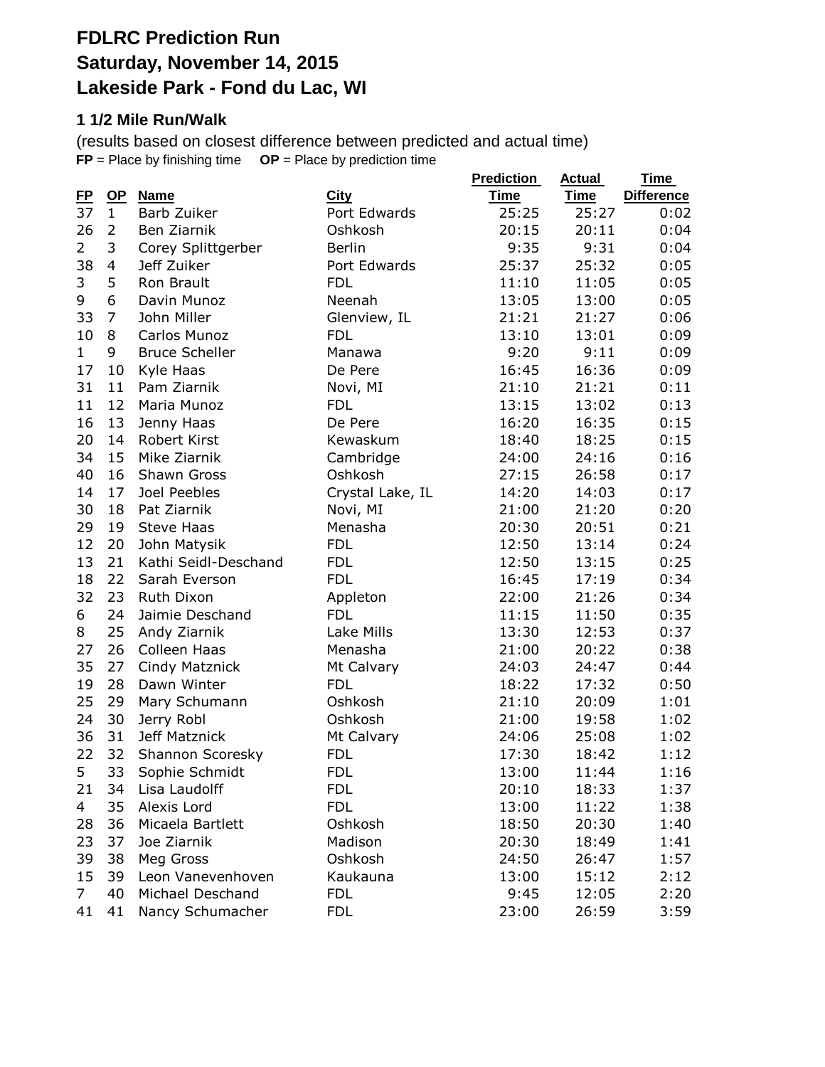# FDLRC Prediction Run
# Saturday, November 14, 2015
# Lakeside Park - Fond du Lac, WI

### 1 1/2 Mile Run/Walk

(results based on closest difference between predicted and actual time)
**FP** = Place by finishing time **OP** = Place by prediction time

| FP | OP | Name | City | Prediction Time | Actual Time | Time Difference |
|---|---|---|---|---|---|---|
| 37 | 1 | Barb Zuiker | Port Edwards | 25:25 | 25:27 | 0:02 |
| 26 | 2 | Ben Ziarnik | Oshkosh | 20:15 | 20:11 | 0:04 |
| 2 | 3 | Corey Splittgerber | Berlin | 9:35 | 9:31 | 0:04 |
| 38 | 4 | Jeff Zuiker | Port Edwards | 25:37 | 25:32 | 0:05 |
| 3 | 5 | Ron Brault | FDL | 11:10 | 11:05 | 0:05 |
| 9 | 6 | Davin Munoz | Neenah | 13:05 | 13:00 | 0:05 |
| 33 | 7 | John Miller | Glenview, IL | 21:21 | 21:27 | 0:06 |
| 10 | 8 | Carlos Munoz | FDL | 13:10 | 13:01 | 0:09 |
| 1 | 9 | Bruce Scheller | Manawa | 9:20 | 9:11 | 0:09 |
| 17 | 10 | Kyle Haas | De Pere | 16:45 | 16:36 | 0:09 |
| 31 | 11 | Pam Ziarnik | Novi, MI | 21:10 | 21:21 | 0:11 |
| 11 | 12 | Maria Munoz | FDL | 13:15 | 13:02 | 0:13 |
| 16 | 13 | Jenny Haas | De Pere | 16:20 | 16:35 | 0:15 |
| 20 | 14 | Robert Kirst | Kewaskum | 18:40 | 18:25 | 0:15 |
| 34 | 15 | Mike Ziarnik | Cambridge | 24:00 | 24:16 | 0:16 |
| 40 | 16 | Shawn Gross | Oshkosh | 27:15 | 26:58 | 0:17 |
| 14 | 17 | Joel Peebles | Crystal Lake, IL | 14:20 | 14:03 | 0:17 |
| 30 | 18 | Pat Ziarnik | Novi, MI | 21:00 | 21:20 | 0:20 |
| 29 | 19 | Steve Haas | Menasha | 20:30 | 20:51 | 0:21 |
| 12 | 20 | John Matysik | FDL | 12:50 | 13:14 | 0:24 |
| 13 | 21 | Kathi Seidl-Deschand | FDL | 12:50 | 13:15 | 0:25 |
| 18 | 22 | Sarah Everson | FDL | 16:45 | 17:19 | 0:34 |
| 32 | 23 | Ruth Dixon | Appleton | 22:00 | 21:26 | 0:34 |
| 6 | 24 | Jaimie Deschand | FDL | 11:15 | 11:50 | 0:35 |
| 8 | 25 | Andy Ziarnik | Lake Mills | 13:30 | 12:53 | 0:37 |
| 27 | 26 | Colleen Haas | Menasha | 21:00 | 20:22 | 0:38 |
| 35 | 27 | Cindy Matznick | Mt Calvary | 24:03 | 24:47 | 0:44 |
| 19 | 28 | Dawn Winter | FDL | 18:22 | 17:32 | 0:50 |
| 25 | 29 | Mary Schumann | Oshkosh | 21:10 | 20:09 | 1:01 |
| 24 | 30 | Jerry Robl | Oshkosh | 21:00 | 19:58 | 1:02 |
| 36 | 31 | Jeff Matznick | Mt Calvary | 24:06 | 25:08 | 1:02 |
| 22 | 32 | Shannon Scoresky | FDL | 17:30 | 18:42 | 1:12 |
| 5 | 33 | Sophie Schmidt | FDL | 13:00 | 11:44 | 1:16 |
| 21 | 34 | Lisa Laudolff | FDL | 20:10 | 18:33 | 1:37 |
| 4 | 35 | Alexis Lord | FDL | 13:00 | 11:22 | 1:38 |
| 28 | 36 | Micaela Bartlett | Oshkosh | 18:50 | 20:30 | 1:40 |
| 23 | 37 | Joe Ziarnik | Madison | 20:30 | 18:49 | 1:41 |
| 39 | 38 | Meg Gross | Oshkosh | 24:50 | 26:47 | 1:57 |
| 15 | 39 | Leon Vanevenhoven | Kaukauna | 13:00 | 15:12 | 2:12 |
| 7 | 40 | Michael Deschand | FDL | 9:45 | 12:05 | 2:20 |
| 41 | 41 | Nancy Schumacher | FDL | 23:00 | 26:59 | 3:59 |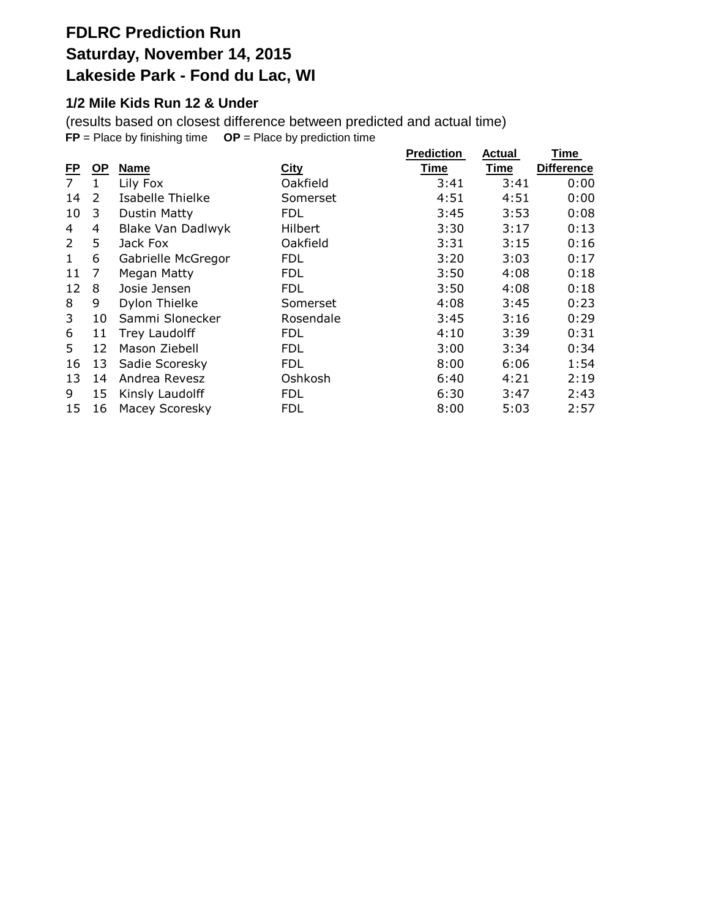# FDLRC Prediction Run
# Saturday, November 14, 2015
# Lakeside Park - Fond du Lac, WI

### 1/2 Mile Kids Run 12 & Under

(results based on closest difference between predicted and actual time)

**FP** = Place by finishing time **OP** = Place by prediction time

| FP | OP | Name | City | Prediction Time | Actual Time | Time Difference |
|---|---|---|---|---|---|---|
| 7 | 1 | Lily Fox | Oakfield | 3:41 | 3:41 | 0:00 |
| 14 | 2 | Isabelle Thielke | Somerset | 4:51 | 4:51 | 0:00 |
| 10 | 3 | Dustin Matty | FDL | 3:45 | 3:53 | 0:08 |
| 4 | 4 | Blake Van Dadlwyk | Hilbert | 3:30 | 3:17 | 0:13 |
| 2 | 5 | Jack Fox | Oakfield | 3:31 | 3:15 | 0:16 |
| 1 | 6 | Gabrielle McGregor | FDL | 3:20 | 3:03 | 0:17 |
| 11 | 7 | Megan Matty | FDL | 3:50 | 4:08 | 0:18 |
| 12 | 8 | Josie Jensen | FDL | 3:50 | 4:08 | 0:18 |
| 8 | 9 | Dylon Thielke | Somerset | 4:08 | 3:45 | 0:23 |
| 3 | 10 | Sammi Slonecker | Rosendale | 3:45 | 3:16 | 0:29 |
| 6 | 11 | Trey Laudolff | FDL | 4:10 | 3:39 | 0:31 |
| 5 | 12 | Mason Ziebell | FDL | 3:00 | 3:34 | 0:34 |
| 16 | 13 | Sadie Scoresky | FDL | 8:00 | 6:06 | 1:54 |
| 13 | 14 | Andrea Revesz | Oshkosh | 6:40 | 4:21 | 2:19 |
| 9 | 15 | Kinsly Laudolff | FDL | 6:30 | 3:47 | 2:43 |
| 15 | 16 | Macey Scoresky | FDL | 8:00 | 5:03 | 2:57 |